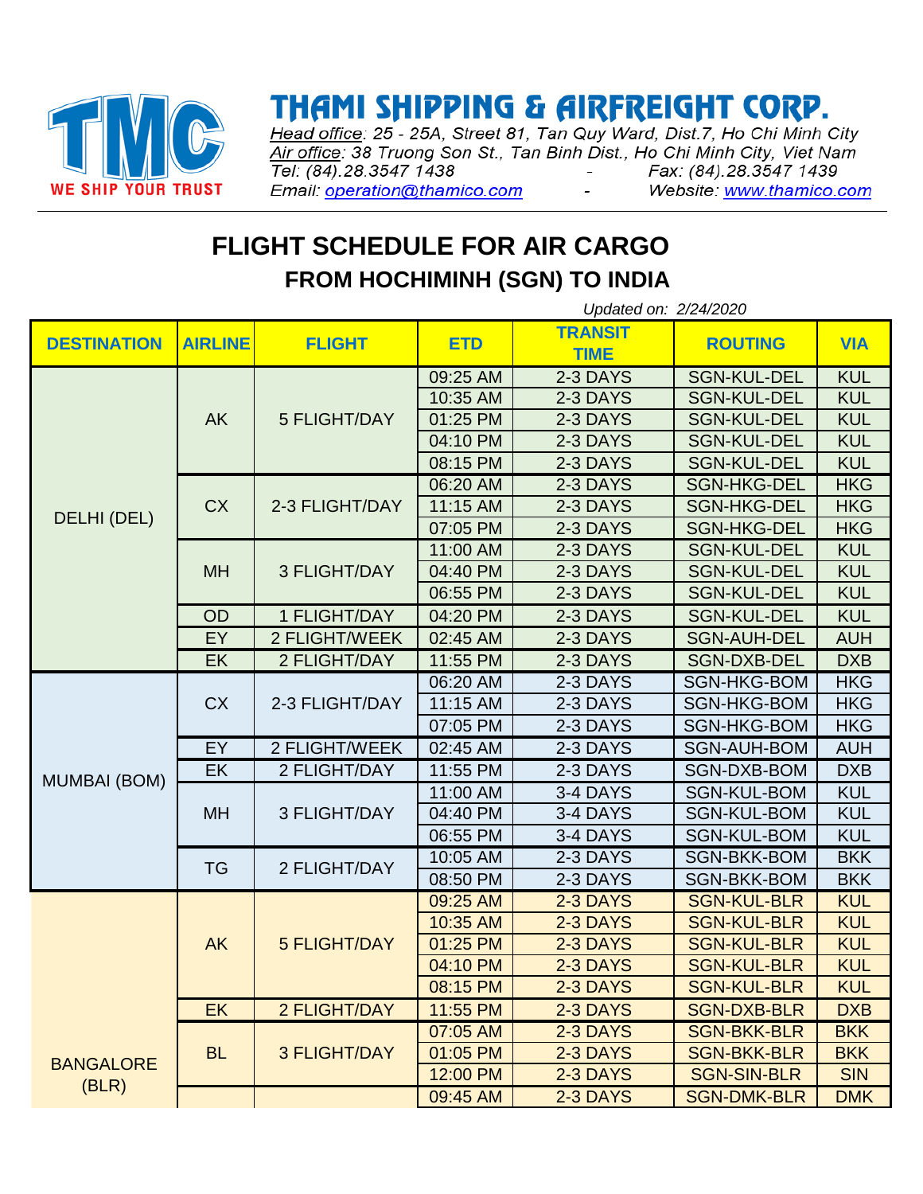TMC
WE SHIP YOUR TRUST

# THAMI SHIPPING & AIRFREIGHT CORP.

*Head office: 25 - 25A, Street 81, Tan Quy Ward, Dist.7, Ho Chi Minh City*
*Air office: 38 Truong Son St., Tan Binh Dist., Ho Chi Minh City, Viet Nam*
*Tel: (84).28.3547 1438 - Fax: (84).28.3547 1439*
*Email: operation@thamico.com - Website: www.thamico.com*

## FLIGHT SCHEDULE FOR AIR CARGO

### FROM HOCHIMINH (SGN) TO INDIA

*Updated on: 2/24/2020*

| DESTINATION | AIRLINE | FLIGHT | ETD | TRANSIT TIME | ROUTING | VIA |
|---|---|---|---|---|---|---|
| DELHI (DEL) | AK | 5 FLIGHT/DAY | 09:25 AM | 2-3 DAYS | SGN-KUL-DEL | KUL |
| | | | 10:35 AM | 2-3 DAYS | SGN-KUL-DEL | KUL |
| | | | 01:25 PM | 2-3 DAYS | SGN-KUL-DEL | KUL |
| | | | 04:10 PM | 2-3 DAYS | SGN-KUL-DEL | KUL |
| | | | 08:15 PM | 2-3 DAYS | SGN-KUL-DEL | KUL |
| | CX | 2-3 FLIGHT/DAY | 06:20 AM | 2-3 DAYS | SGN-HKG-DEL | HKG |
| | | | 11:15 AM | 2-3 DAYS | SGN-HKG-DEL | HKG |
| | | | 07:05 PM | 2-3 DAYS | SGN-HKG-DEL | HKG |
| | MH | 3 FLIGHT/DAY | 11:00 AM | 2-3 DAYS | SGN-KUL-DEL | KUL |
| | | | 04:40 PM | 2-3 DAYS | SGN-KUL-DEL | KUL |
| | | | 06:55 PM | 2-3 DAYS | SGN-KUL-DEL | KUL |
| | OD | 1 FLIGHT/DAY | 04:20 PM | 2-3 DAYS | SGN-KUL-DEL | KUL |
| | EY | 2 FLIGHT/WEEK | 02:45 AM | 2-3 DAYS | SGN-AUH-DEL | AUH |
| | EK | 2 FLIGHT/DAY | 11:55 PM | 2-3 DAYS | SGN-DXB-DEL | DXB |
| MUMBAI (BOM) | CX | 2-3 FLIGHT/DAY | 06:20 AM | 2-3 DAYS | SGN-HKG-BOM | HKG |
| | | | 11:15 AM | 2-3 DAYS | SGN-HKG-BOM | HKG |
| | | | 07:05 PM | 2-3 DAYS | SGN-HKG-BOM | HKG |
| | EY | 2 FLIGHT/WEEK | 02:45 AM | 2-3 DAYS | SGN-AUH-BOM | AUH |
| | EK | 2 FLIGHT/DAY | 11:55 PM | 2-3 DAYS | SGN-DXB-BOM | DXB |
| | MH | 3 FLIGHT/DAY | 11:00 AM | 3-4 DAYS | SGN-KUL-BOM | KUL |
| | | | 04:40 PM | 3-4 DAYS | SGN-KUL-BOM | KUL |
| | | | 06:55 PM | 3-4 DAYS | SGN-KUL-BOM | KUL |
| | TG | 2 FLIGHT/DAY | 10:05 AM | 2-3 DAYS | SGN-BKK-BOM | BKK |
| | | | 08:50 PM | 2-3 DAYS | SGN-BKK-BOM | BKK |
| BANGALORE (BLR) | AK | 5 FLIGHT/DAY | 09:25 AM | 2-3 DAYS | SGN-KUL-BLR | KUL |
| | | | 10:35 AM | 2-3 DAYS | SGN-KUL-BLR | KUL |
| | | | 01:25 PM | 2-3 DAYS | SGN-KUL-BLR | KUL |
| | | | 04:10 PM | 2-3 DAYS | SGN-KUL-BLR | KUL |
| | | | 08:15 PM | 2-3 DAYS | SGN-KUL-BLR | KUL |
| | EK | 2 FLIGHT/DAY | 11:55 PM | 2-3 DAYS | SGN-DXB-BLR | DXB |
| | BL | 3 FLIGHT/DAY | 07:05 AM | 2-3 DAYS | SGN-BKK-BLR | BKK |
| | | | 01:05 PM | 2-3 DAYS | SGN-BKK-BLR | BKK |
| | | | 12:00 PM | 2-3 DAYS | SGN-SIN-BLR | SIN |
| | | | 09:45 AM | 2-3 DAYS | SGN-DMK-BLR | DMK |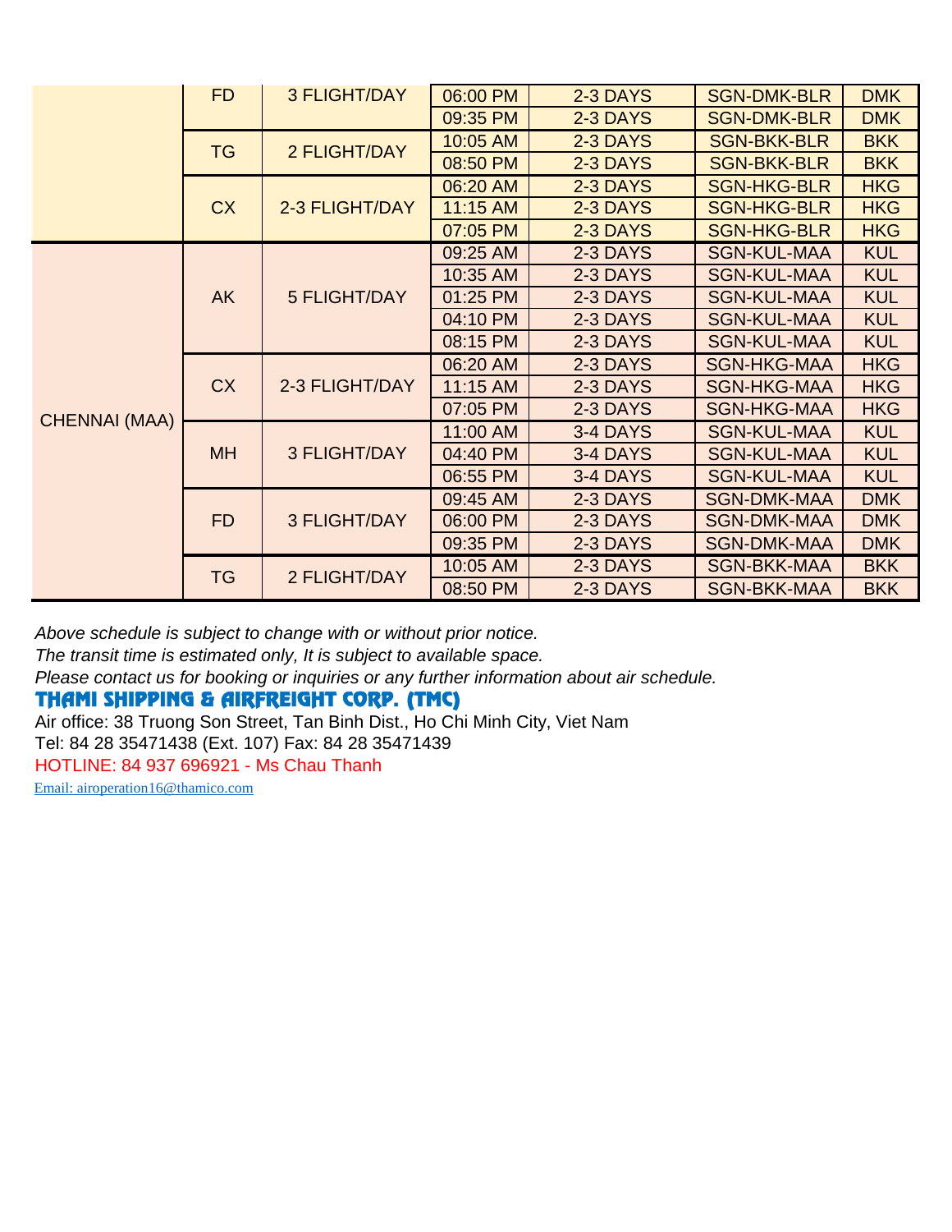| | | | | | | |
|---|---|---|---|---|---|---|
| | FD | 3 FLIGHT/DAY | 06:00 PM | 2-3 DAYS | SGN-DMK-BLR | DMK |
| | | | 09:35 PM | 2-3 DAYS | SGN-DMK-BLR | DMK |
| | TG | 2 FLIGHT/DAY | 10:05 AM | 2-3 DAYS | SGN-BKK-BLR | BKK |
| | | | 08:50 PM | 2-3 DAYS | SGN-BKK-BLR | BKK |
| | CX | 2-3 FLIGHT/DAY | 06:20 AM | 2-3 DAYS | SGN-HKG-BLR | HKG |
| | | | 11:15 AM | 2-3 DAYS | SGN-HKG-BLR | HKG |
| | | | 07:05 PM | 2-3 DAYS | SGN-HKG-BLR | HKG |
| CHENNAI (MAA) | AK | 5 FLIGHT/DAY | 09:25 AM | 2-3 DAYS | SGN-KUL-MAA | KUL |
| | | | 10:35 AM | 2-3 DAYS | SGN-KUL-MAA | KUL |
| | | | 01:25 PM | 2-3 DAYS | SGN-KUL-MAA | KUL |
| | | | 04:10 PM | 2-3 DAYS | SGN-KUL-MAA | KUL |
| | | | 08:15 PM | 2-3 DAYS | SGN-KUL-MAA | KUL |
| | CX | 2-3 FLIGHT/DAY | 06:20 AM | 2-3 DAYS | SGN-HKG-MAA | HKG |
| | | | 11:15 AM | 2-3 DAYS | SGN-HKG-MAA | HKG |
| | | | 07:05 PM | 2-3 DAYS | SGN-HKG-MAA | HKG |
| | MH | 3 FLIGHT/DAY | 11:00 AM | 3-4 DAYS | SGN-KUL-MAA | KUL |
| | | | 04:40 PM | 3-4 DAYS | SGN-KUL-MAA | KUL |
| | | | 06:55 PM | 3-4 DAYS | SGN-KUL-MAA | KUL |
| | FD | 3 FLIGHT/DAY | 09:45 AM | 2-3 DAYS | SGN-DMK-MAA | DMK |
| | | | 06:00 PM | 2-3 DAYS | SGN-DMK-MAA | DMK |
| | | | 09:35 PM | 2-3 DAYS | SGN-DMK-MAA | DMK |
| | TG | 2 FLIGHT/DAY | 10:05 AM | 2-3 DAYS | SGN-BKK-MAA | BKK |
| | | | 08:50 PM | 2-3 DAYS | SGN-BKK-MAA | BKK |

*Above schedule is subject to change with or without prior notice.*

*The transit time is estimated only, It is subject to available space.*

*Please contact us for booking or inquiries or any further information about air schedule.*

**THAMI SHIPPING & AIRFREIGHT CORP. (TMC)**

Air office: 38 Truong Son Street, Tan Binh Dist., Ho Chi Minh City, Viet Nam

Tel: 84 28 35471438 (Ext. 107) Fax: 84 28 35471439

HOTLINE: 84 937 696921 - Ms Chau Thanh

Email: airoperation16@thamico.com